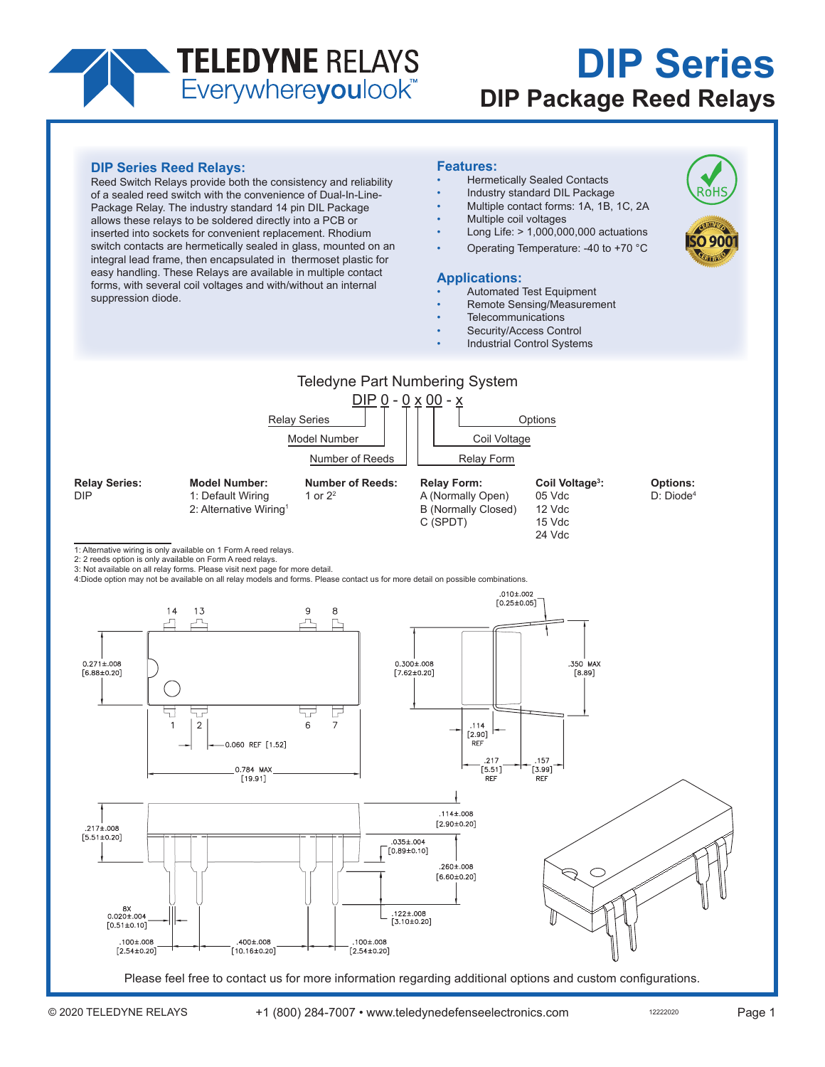# DIP Series

## DIP Package Reed Relays

### DIP Series Reed Relays:

Reed Switch Relays provide both the consistency and reliability of a sealed reed switch with the convenience of Dual-In-Line-Package Relay. The industry standard 14 pin DIL Package allows these relays to be soldered directly into a PCB or inserted into sockets for convenient replacement. Rhodium switch contacts are hermetically sealed in glass, mounted on an integral lead frame, then encapsulated in thermoset plastic for easy handling. These Relays are available in multiple contact forms, with several coil voltages and with/without an internal suppression diode.

### Features:

- Hermetically Sealed Contacts
- Industry standard DIL Package
- Multiple contact forms: 1A, 1B, 1C, 2A
- Multiple coil voltages
- Long Life: > 1,000,000,000 actuations
- Operating Temperature: -40 to +70 °C

### Applications:

- Automated Test Equipment
- Remote Sensing/Measurement
- Telecommunications
- Security/Access Control
- Industrial Control Systems

## Teledyne Part Numbering System

DIP 0 - 0 x 00 - x

Relay Series — Model Number — Number of Reeds — Relay Form — Coil Voltage — Options

| Relay Series: | Model Number: | Number of Reeds: | Relay Form: | Coil Voltage[3]: | Options: |
|---|---|---|---|---|---|
| DIP | 1: Default Wiring | 1 or 2[2] | A (Normally Open) | 05 Vdc | D: Diode[4] |
| | 2: Alternative Wiring[1] | | B (Normally Closed) | 12 Vdc | |
| | | | C (SPDT) | 15 Vdc | |
| | | | | 24 Vdc | |

1: Alternative wiring is only available on 1 Form A reed relays.
2: 2 reeds option is only available on Form A reed relays.
3: Not available on all relay forms. Please visit next page for more detail.
4:Diode option may not be available on all relay models and forms. Please contact us for more detail on possible combinations.

Please feel free to contact us for more information regarding additional options and custom configurations.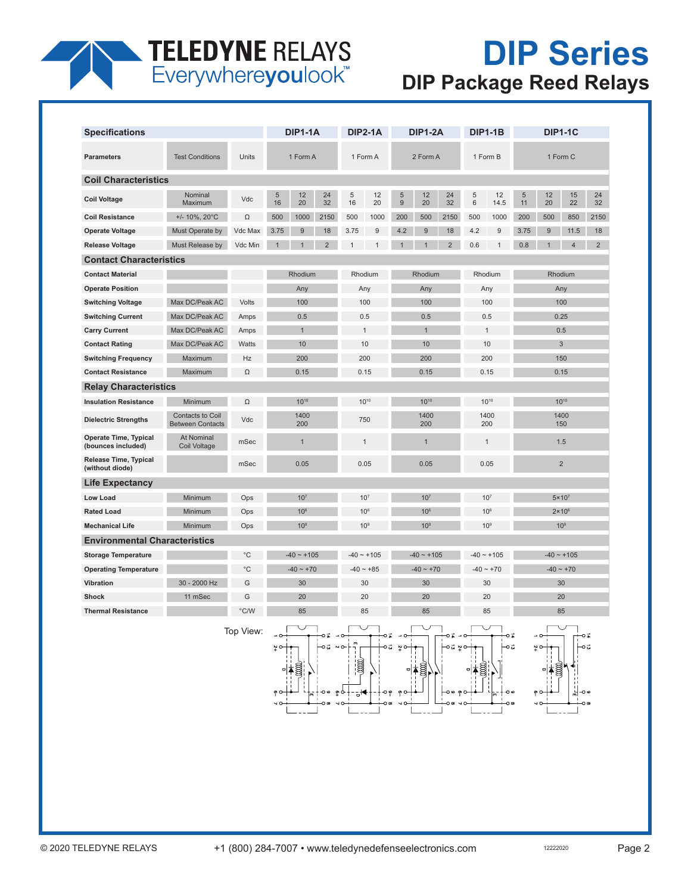| Specifications | | | DIP1-1A | | | DIP2-1A | | DIP1-2A | | | DIP1-1B | | DIP1-1C | | | |
|---|---|---|---|---|---|---|---|---|---|---|---|---|---|---|---|---|
| **Parameters** | Test Conditions | Units | 1 Form A | | | 1 Form A | | 2 Form A | | | 1 Form B | | 1 Form C | | | |
| **Coil Characteristics** | | | | | | | | | | | | | | | | |
| **Coil Voltage** | Nominal / Maximum | Vdc | 5 / 16 | 12 / 20 | 24 / 32 | 5 / 16 | 12 / 20 | 5 / 9 | 12 / 20 | 24 / 32 | 5 / 6 | 12 / 14.5 | 5 / 11 | 12 / 20 | 15 / 22 | 24 / 32 |
| **Coil Resistance** | +/- 10%, 20°C | Ω | 500 | 1000 | 2150 | 500 | 1000 | 200 | 500 | 2150 | 500 | 1000 | 200 | 500 | 850 | 2150 |
| **Operate Voltage** | Must Operate by | Vdc Max | 3.75 | 9 | 18 | 3.75 | 9 | 4.2 | 9 | 18 | 4.2 | 9 | 3.75 | 9 | 11.5 | 18 |
| **Release Voltage** | Must Release by | Vdc Min | 1 | 1 | 2 | 1 | 1 | 1 | 1 | 2 | 0.6 | 1 | 0.8 | 1 | 4 | 2 |
| **Contact Characteristics** | | | | | | | | | | | | | | | | |
| **Contact Material** | | | Rhodium | | | Rhodium | | Rhodium | | | Rhodium | | Rhodium | | | |
| **Operate Position** | | | Any | | | Any | | Any | | | Any | | Any | | | |
| **Switching Voltage** | Max DC/Peak AC | Volts | 100 | | | 100 | | 100 | | | 100 | | 100 | | | |
| **Switching Current** | Max DC/Peak AC | Amps | 0.5 | | | 0.5 | | 0.5 | | | 0.5 | | 0.25 | | | |
| **Carry Current** | Max DC/Peak AC | Amps | 1 | | | 1 | | 1 | | | 1 | | 0.5 | | | |
| **Contact Rating** | Max DC/Peak AC | Watts | 10 | | | 10 | | 10 | | | 10 | | 3 | | | |
| **Switching Frequency** | Maximum | Hz | 200 | | | 200 | | 200 | | | 200 | | 150 | | | |
| **Contact Resistance** | Maximum | Ω | 0.15 | | | 0.15 | | 0.15 | | | 0.15 | | 0.15 | | | |
| **Relay Characteristics** | | | | | | | | | | | | | | | | |
| **Insulation Resistance** | Minimum | Ω | $10^{10}$ | | | $10^{10}$ | | $10^{10}$ | | | $10^{10}$ | | $10^{10}$ | | | |
| **Dielectric Strengths** | Contacts to Coil / Between Contacts | Vdc | 1400 / 200 | | | 750 | | 1400 / 200 | | | 1400 / 200 | | 1400 / 150 | | | |
| **Operate Time, Typical (bounces included)** | At Nominal Coil Voltage | mSec | 1 | | | 1 | | 1 | | | 1 | | 1.5 | | | |
| **Release Time, Typical (without diode)** | | mSec | 0.05 | | | 0.05 | | 0.05 | | | 0.05 | | 2 | | | |
| **Life Expectancy** | | | | | | | | | | | | | | | | |
| **Low Load** | Minimum | Ops | $10^7$ | | | $10^7$ | | $10^7$ | | | $10^7$ | | $5\times10^7$ | | | |
| **Rated Load** | Minimum | Ops | $10^6$ | | | $10^6$ | | $10^6$ | | | $10^6$ | | $2\times10^6$ | | | |
| **Mechanical Life** | Minimum | Ops | $10^9$ | | | $10^9$ | | $10^9$ | | | $10^9$ | | $10^9$ | | | |
| **Environmental Characteristics** | | | | | | | | | | | | | | | | |
| **Storage Temperature** | | °C | -40 ~ +105 | | | -40 ~ +105 | | -40 ~ +105 | | | -40 ~ +105 | | -40 ~ +105 | | | |
| **Operating Temperature** | | °C | -40 ~ +70 | | | -40 ~ +85 | | -40 ~ +70 | | | -40 ~ +70 | | -40 ~ +70 | | | |
| **Vibration** | 30 - 2000 Hz | G | 30 | | | 30 | | 30 | | | 30 | | 30 | | | |
| **Shock** | 11 mSec | G | 20 | | | 20 | | 20 | | | 20 | | 20 | | | |
| **Thermal Resistance** | | °C/W | 85 | | | 85 | | 85 | | | 85 | | 85 | | | |

Top View: